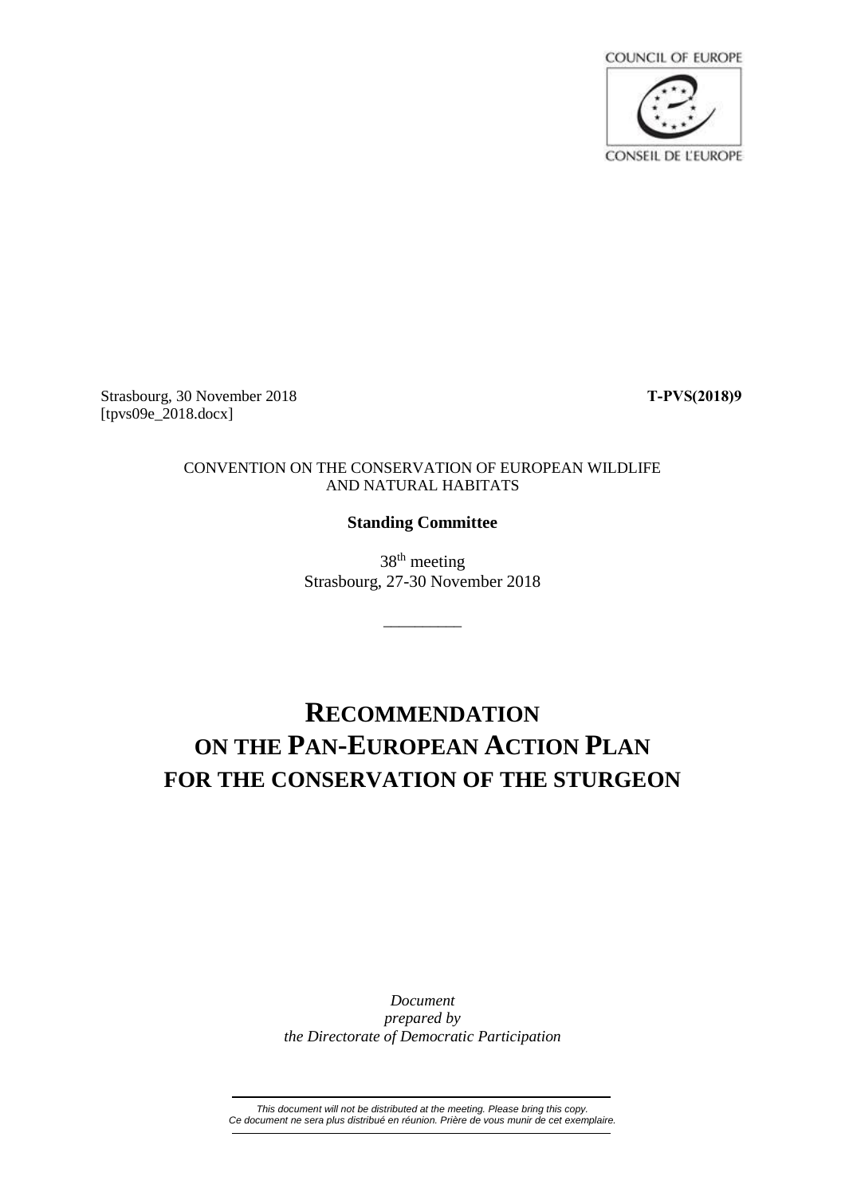COUNCIL OF EUROPE

CONSEIL DE L'EUROPE

Strasbourg, 30 November 2018 **T-PVS(2018)9**
[tpvs09e_2018.docx]

CONVENTION ON THE CONSERVATION OF EUROPEAN WILDLIFE AND NATURAL HABITATS

**Standing Committee**

38th meeting
Strasbourg, 27-30 November 2018

# RECOMMENDATION ON THE PAN-EUROPEAN ACTION PLAN FOR THE CONSERVATION OF THE STURGEON

*Document prepared by the Directorate of Democratic Participation*

*This document will not be distributed at the meeting. Please bring this copy.*
*Ce document ne sera plus distribué en réunion. Prière de vous munir de cet exemplaire.*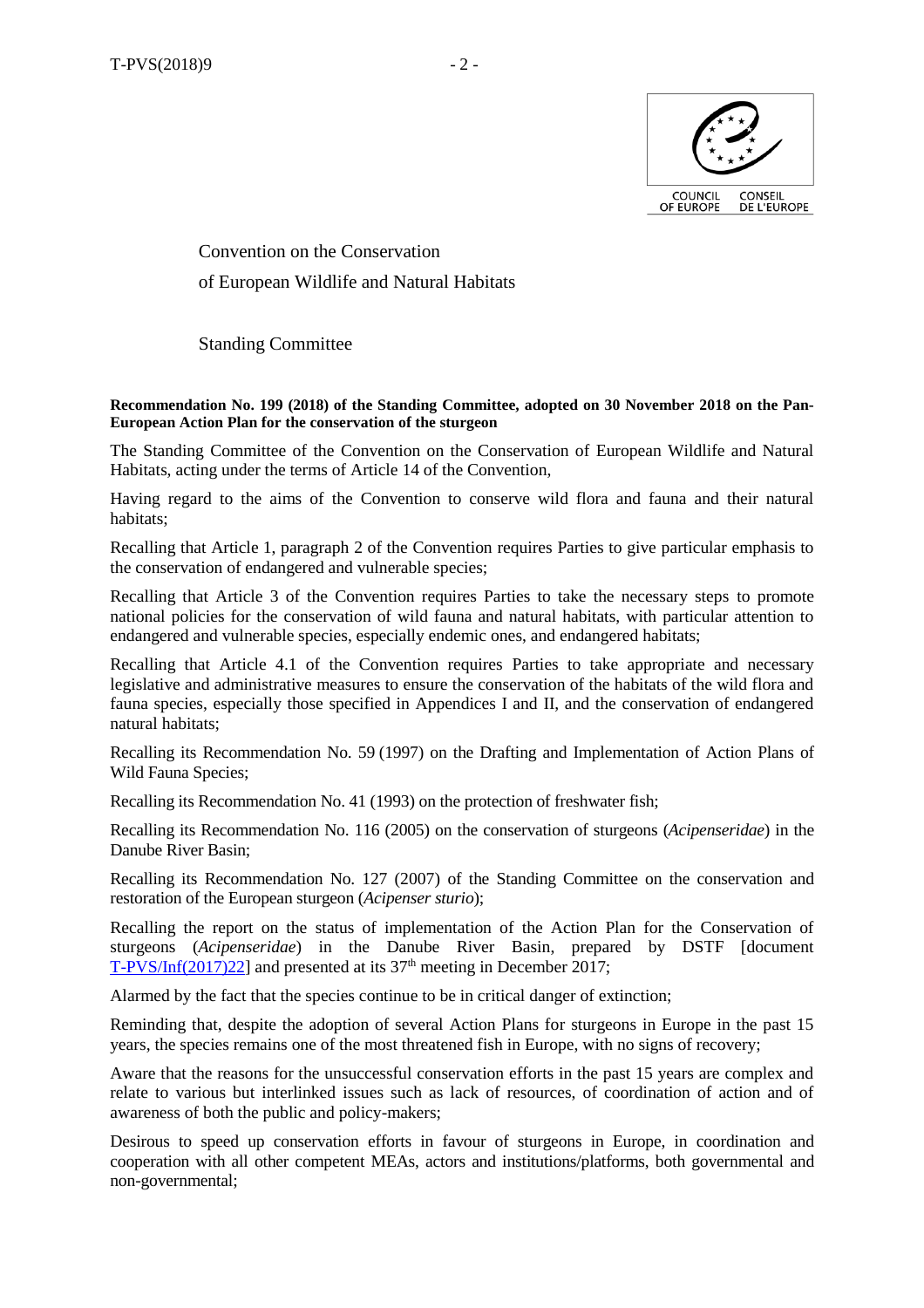Convention on the Conservation

of European Wildlife and Natural Habitats

Standing Committee

**Recommendation No. 199 (2018) of the Standing Committee, adopted on 30 November 2018 on the Pan-European Action Plan for the conservation of the sturgeon**

The Standing Committee of the Convention on the Conservation of European Wildlife and Natural Habitats, acting under the terms of Article 14 of the Convention,

Having regard to the aims of the Convention to conserve wild flora and fauna and their natural habitats;

Recalling that Article 1, paragraph 2 of the Convention requires Parties to give particular emphasis to the conservation of endangered and vulnerable species;

Recalling that Article 3 of the Convention requires Parties to take the necessary steps to promote national policies for the conservation of wild fauna and natural habitats, with particular attention to endangered and vulnerable species, especially endemic ones, and endangered habitats;

Recalling that Article 4.1 of the Convention requires Parties to take appropriate and necessary legislative and administrative measures to ensure the conservation of the habitats of the wild flora and fauna species, especially those specified in Appendices I and II, and the conservation of endangered natural habitats;

Recalling its Recommendation No. 59 (1997) on the Drafting and Implementation of Action Plans of Wild Fauna Species;

Recalling its Recommendation No. 41 (1993) on the protection of freshwater fish;

Recalling its Recommendation No. 116 (2005) on the conservation of sturgeons (*Acipenseridae*) in the Danube River Basin;

Recalling its Recommendation No. 127 (2007) of the Standing Committee on the conservation and restoration of the European sturgeon (*Acipenser sturio*);

Recalling the report on the status of implementation of the Action Plan for the Conservation of sturgeons (*Acipenseridae*) in the Danube River Basin, prepared by DSTF [document T-PVS/Inf(2017)22] and presented at its 37th meeting in December 2017;

Alarmed by the fact that the species continue to be in critical danger of extinction;

Reminding that, despite the adoption of several Action Plans for sturgeons in Europe in the past 15 years, the species remains one of the most threatened fish in Europe, with no signs of recovery;

Aware that the reasons for the unsuccessful conservation efforts in the past 15 years are complex and relate to various but interlinked issues such as lack of resources, of coordination of action and of awareness of both the public and policy-makers;

Desirous to speed up conservation efforts in favour of sturgeons in Europe, in coordination and cooperation with all other competent MEAs, actors and institutions/platforms, both governmental and non-governmental;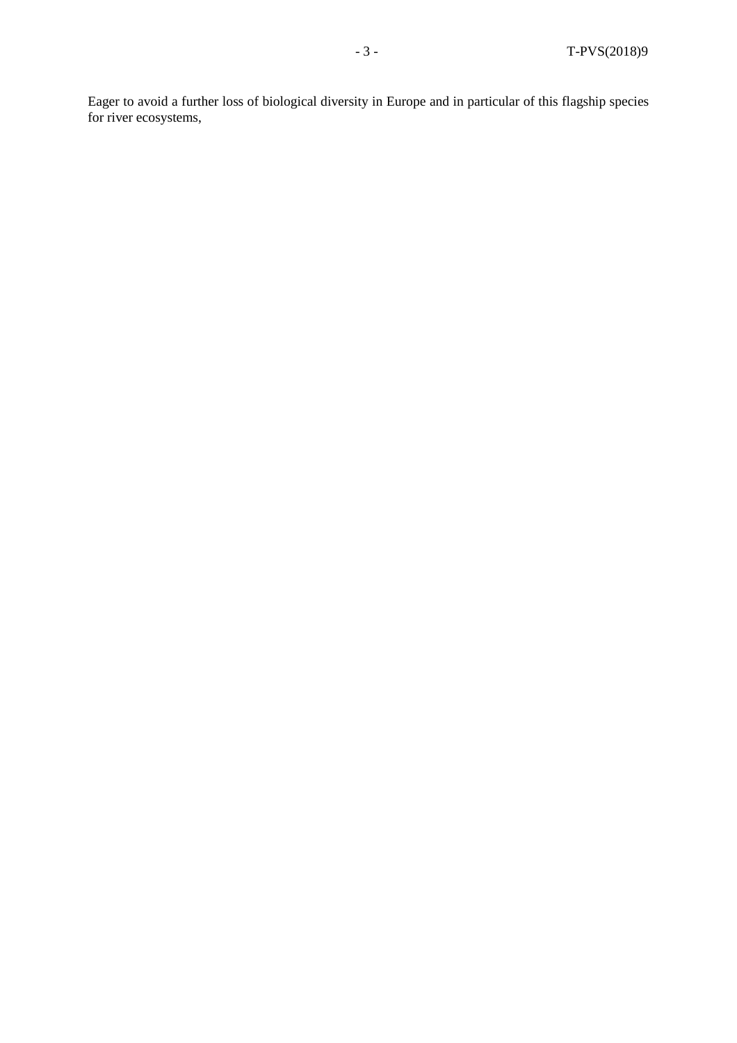Eager to avoid a further loss of biological diversity in Europe and in particular of this flagship species for river ecosystems,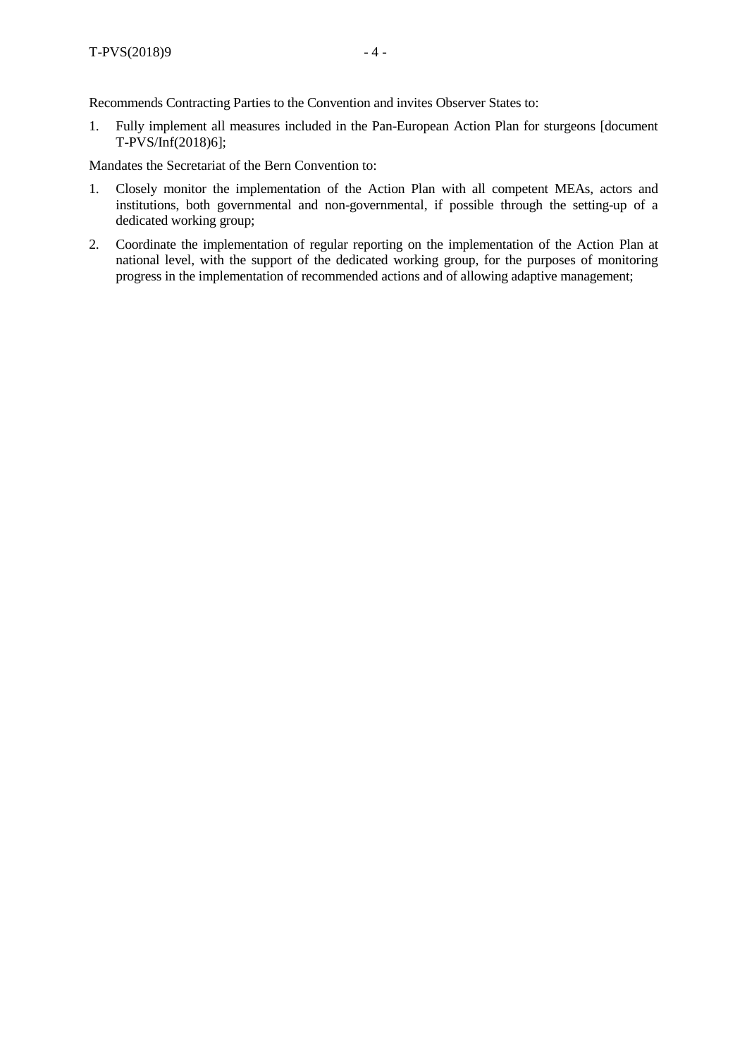Recommends Contracting Parties to the Convention and invites Observer States to:

1. Fully implement all measures included in the Pan-European Action Plan for sturgeons [document T-PVS/Inf(2018)6];

Mandates the Secretariat of the Bern Convention to:

1. Closely monitor the implementation of the Action Plan with all competent MEAs, actors and institutions, both governmental and non-governmental, if possible through the setting-up of a dedicated working group;
2. Coordinate the implementation of regular reporting on the implementation of the Action Plan at national level, with the support of the dedicated working group, for the purposes of monitoring progress in the implementation of recommended actions and of allowing adaptive management;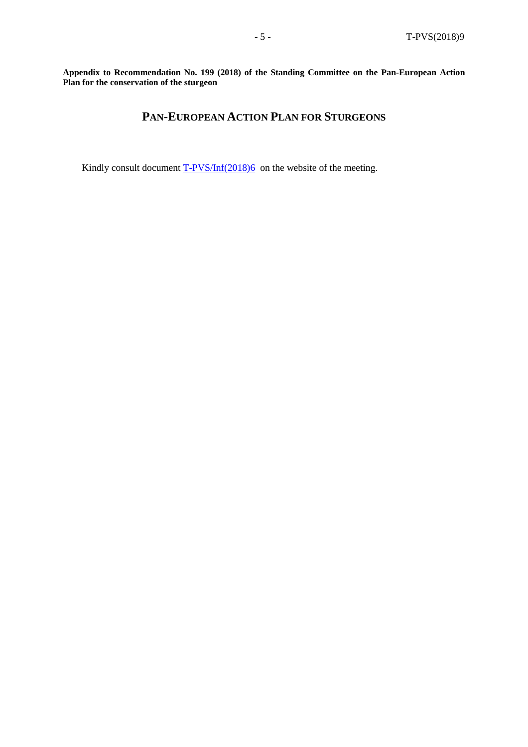**Appendix to Recommendation No. 199 (2018) of the Standing Committee on the Pan-European Action Plan for the conservation of the sturgeon**

# PAN-EUROPEAN ACTION PLAN FOR STURGEONS

Kindly consult document T-PVS/Inf(2018)6 on the website of the meeting.